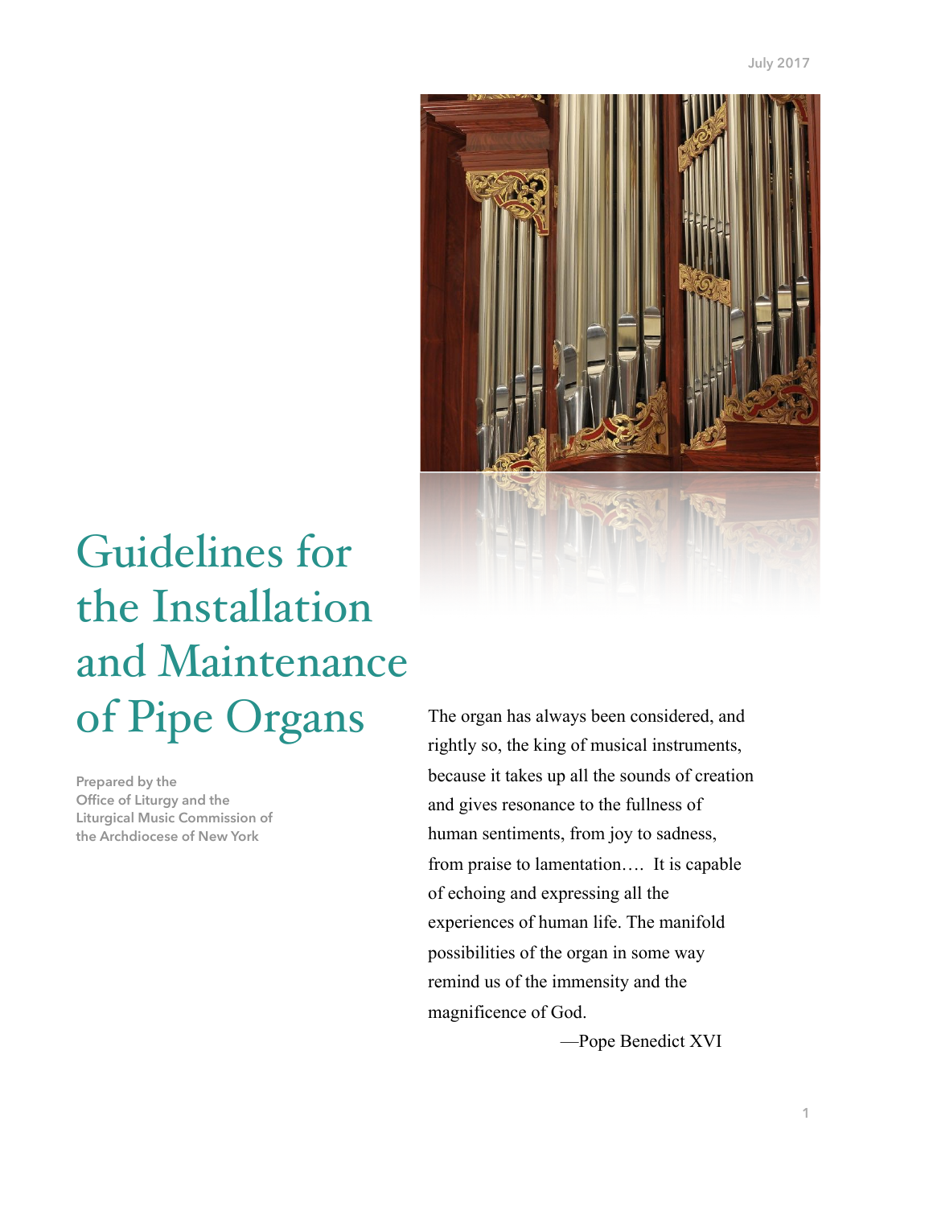July 2017

# Guidelines for the Installation and Maintenance of Pipe Organs

Prepared by the Office of Liturgy and the Liturgical Music Commission of the Archdiocese of New York

The organ has always been considered, and rightly so, the king of musical instruments, because it takes up all the sounds of creation and gives resonance to the fullness of human sentiments, from joy to sadness, from praise to lamentation…. It is capable of echoing and expressing all the experiences of human life. The manifold possibilities of the organ in some way remind us of the immensity and the magnificence of God.

—Pope Benedict XVI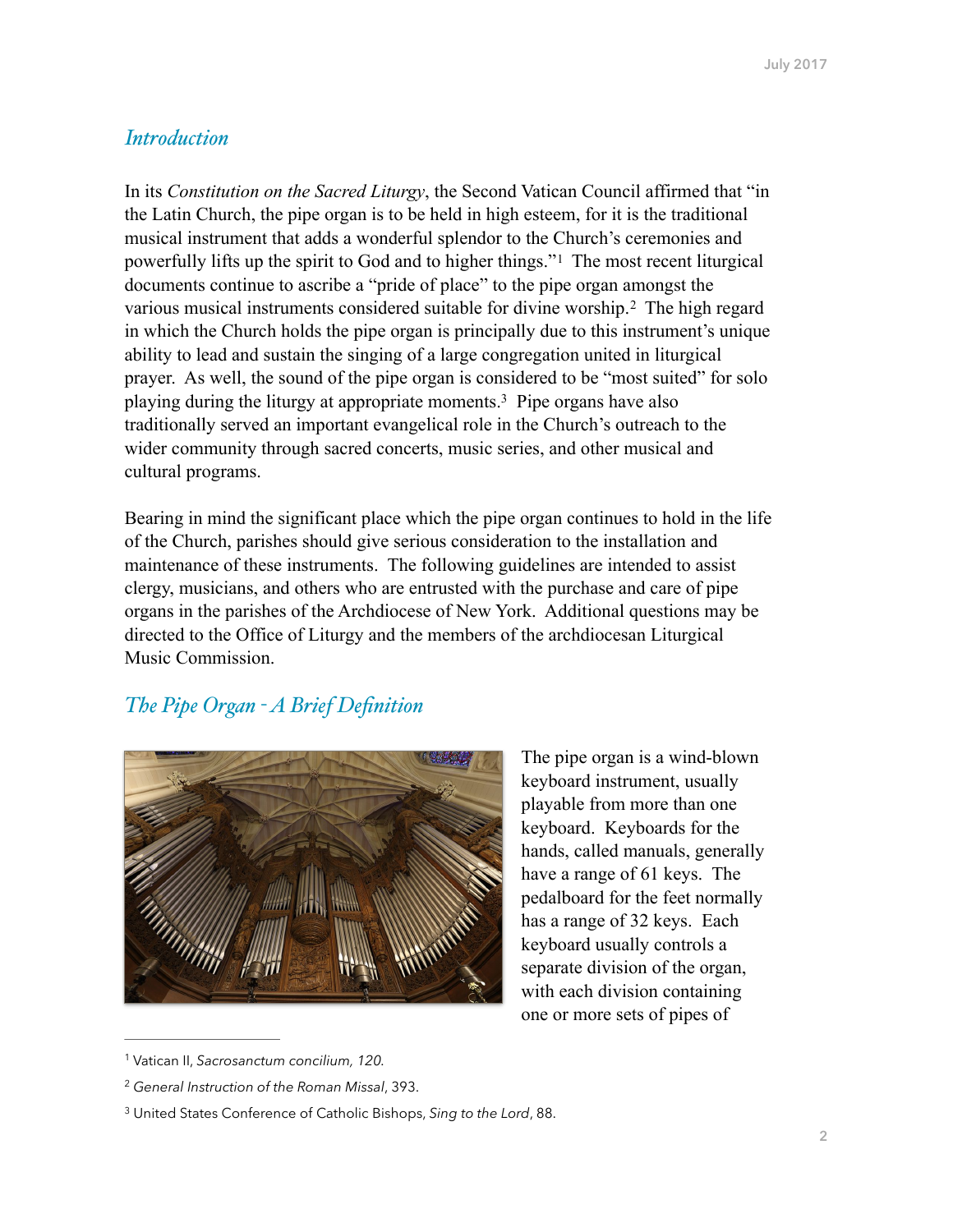## *Introduction*

In its *Constitution on the Sacred Liturgy*, the Second Vatican Council affirmed that "in the Latin Church, the pipe organ is to be held in high esteem, for it is the traditional musical instrument that adds a wonderful splendor to the Church's ceremonies and powerfully lifts up the spirit to God and to higher things."[1] The most recent liturgical documents continue to ascribe a "pride of place" to the pipe organ amongst the various musical instruments considered suitable for divine worship.[2] The high regard in which the Church holds the pipe organ is principally due to this instrument's unique ability to lead and sustain the singing of a large congregation united in liturgical prayer. As well, the sound of the pipe organ is considered to be "most suited" for solo playing during the liturgy at appropriate moments.[3] Pipe organs have also traditionally served an important evangelical role in the Church's outreach to the wider community through sacred concerts, music series, and other musical and cultural programs.

Bearing in mind the significant place which the pipe organ continues to hold in the life of the Church, parishes should give serious consideration to the installation and maintenance of these instruments. The following guidelines are intended to assist clergy, musicians, and others who are entrusted with the purchase and care of pipe organs in the parishes of the Archdiocese of New York. Additional questions may be directed to the Office of Liturgy and the members of the archdiocesan Liturgical Music Commission.

## *The Pipe Organ - A Brief Definition*

The pipe organ is a wind-blown keyboard instrument, usually playable from more than one keyboard. Keyboards for the hands, called manuals, generally have a range of 61 keys. The pedalboard for the feet normally has a range of 32 keys. Each keyboard usually controls a separate division of the organ, with each division containing one or more sets of pipes of

---

[1] Vatican II, *Sacrosanctum concilium, 120.*

[2] *General Instruction of the Roman Missal*, 393.

[3] United States Conference of Catholic Bishops, *Sing to the Lord*, 88.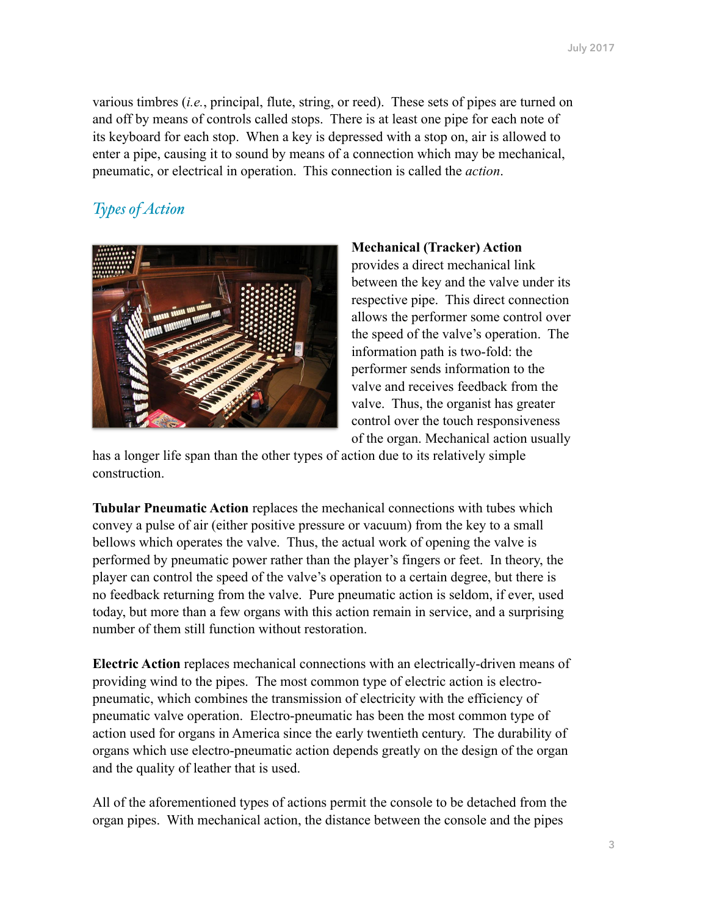various timbres (*i.e.*, principal, flute, string, or reed). These sets of pipes are turned on and off by means of controls called stops. There is at least one pipe for each note of its keyboard for each stop. When a key is depressed with a stop on, air is allowed to enter a pipe, causing it to sound by means of a connection which may be mechanical, pneumatic, or electrical in operation. This connection is called the *action*.

## *Types of Action*

**Mechanical (Tracker) Action** provides a direct mechanical link between the key and the valve under its respective pipe. This direct connection allows the performer some control over the speed of the valve's operation. The information path is two-fold: the performer sends information to the valve and receives feedback from the valve. Thus, the organist has greater control over the touch responsiveness of the organ. Mechanical action usually has a longer life span than the other types of action due to its relatively simple construction.

**Tubular Pneumatic Action** replaces the mechanical connections with tubes which convey a pulse of air (either positive pressure or vacuum) from the key to a small bellows which operates the valve. Thus, the actual work of opening the valve is performed by pneumatic power rather than the player's fingers or feet. In theory, the player can control the speed of the valve's operation to a certain degree, but there is no feedback returning from the valve. Pure pneumatic action is seldom, if ever, used today, but more than a few organs with this action remain in service, and a surprising number of them still function without restoration.

**Electric Action** replaces mechanical connections with an electrically-driven means of providing wind to the pipes. The most common type of electric action is electro-pneumatic, which combines the transmission of electricity with the efficiency of pneumatic valve operation. Electro-pneumatic has been the most common type of action used for organs in America since the early twentieth century. The durability of organs which use electro-pneumatic action depends greatly on the design of the organ and the quality of leather that is used.

All of the aforementioned types of actions permit the console to be detached from the organ pipes. With mechanical action, the distance between the console and the pipes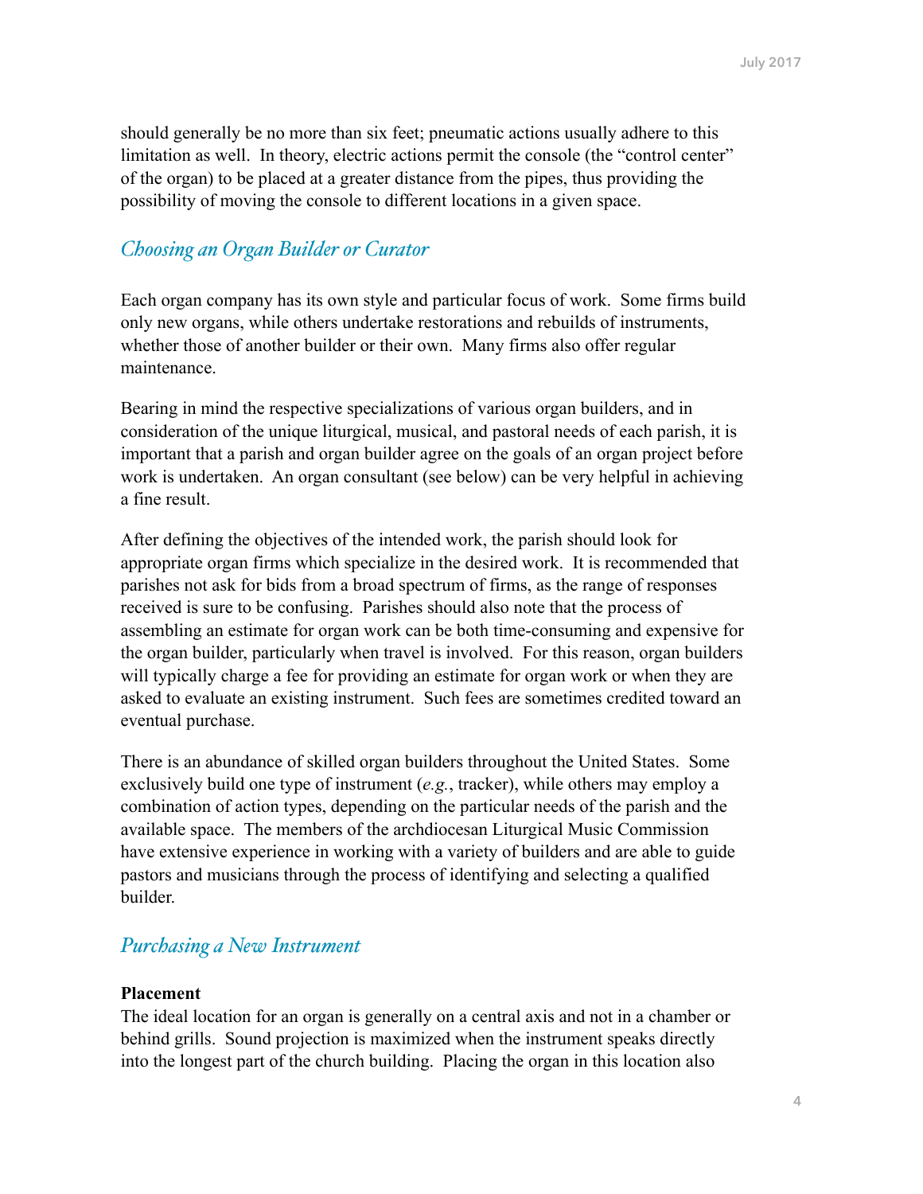should generally be no more than six feet; pneumatic actions usually adhere to this limitation as well. In theory, electric actions permit the console (the "control center" of the organ) to be placed at a greater distance from the pipes, thus providing the possibility of moving the console to different locations in a given space.

## *Choosing an Organ Builder or Curator*

Each organ company has its own style and particular focus of work. Some firms build only new organs, while others undertake restorations and rebuilds of instruments, whether those of another builder or their own. Many firms also offer regular maintenance.

Bearing in mind the respective specializations of various organ builders, and in consideration of the unique liturgical, musical, and pastoral needs of each parish, it is important that a parish and organ builder agree on the goals of an organ project before work is undertaken. An organ consultant (see below) can be very helpful in achieving a fine result.

After defining the objectives of the intended work, the parish should look for appropriate organ firms which specialize in the desired work. It is recommended that parishes not ask for bids from a broad spectrum of firms, as the range of responses received is sure to be confusing. Parishes should also note that the process of assembling an estimate for organ work can be both time-consuming and expensive for the organ builder, particularly when travel is involved. For this reason, organ builders will typically charge a fee for providing an estimate for organ work or when they are asked to evaluate an existing instrument. Such fees are sometimes credited toward an eventual purchase.

There is an abundance of skilled organ builders throughout the United States. Some exclusively build one type of instrument (*e.g.*, tracker), while others may employ a combination of action types, depending on the particular needs of the parish and the available space. The members of the archdiocesan Liturgical Music Commission have extensive experience in working with a variety of builders and are able to guide pastors and musicians through the process of identifying and selecting a qualified builder.

## *Purchasing a New Instrument*

**Placement**

The ideal location for an organ is generally on a central axis and not in a chamber or behind grills. Sound projection is maximized when the instrument speaks directly into the longest part of the church building. Placing the organ in this location also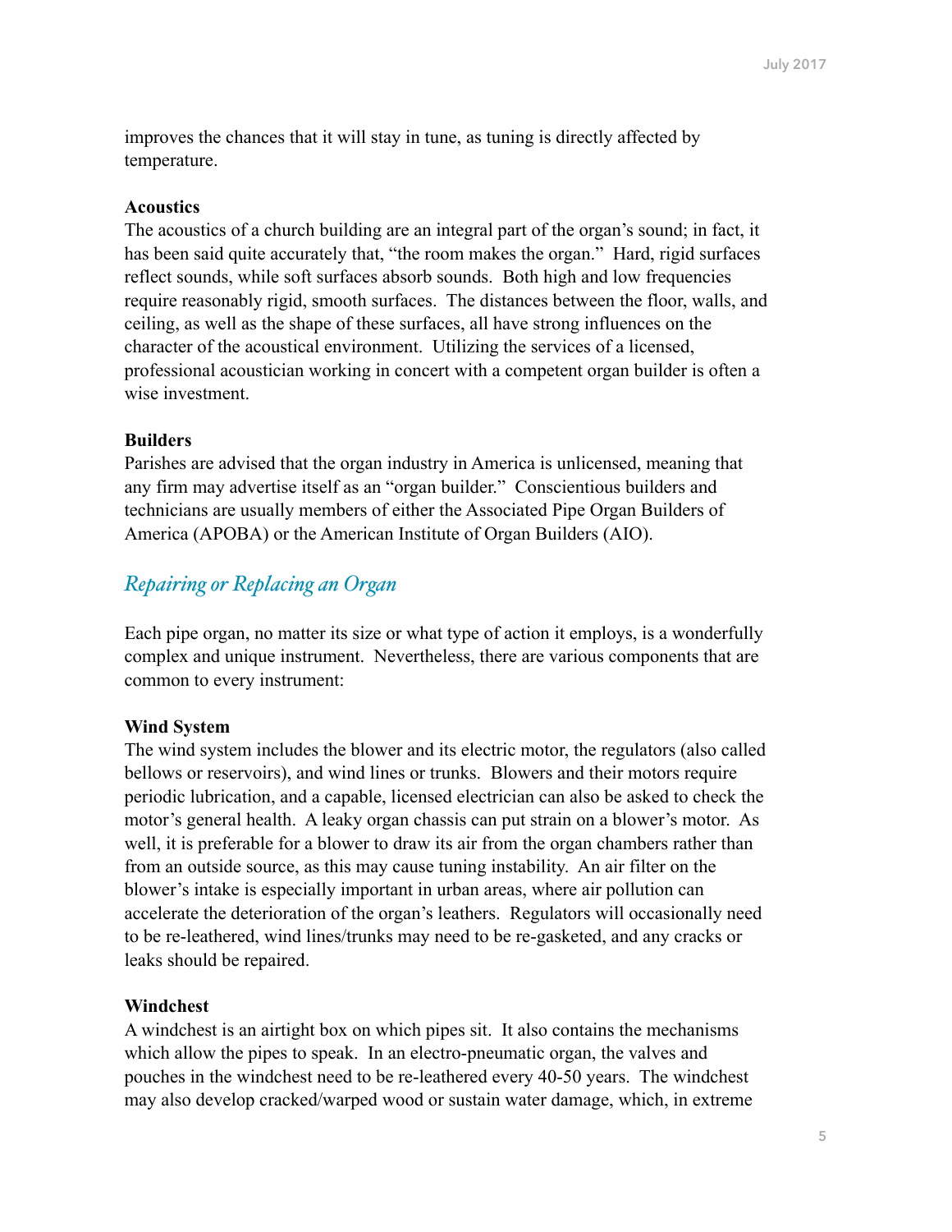improves the chances that it will stay in tune, as tuning is directly affected by temperature.

### Acoustics

The acoustics of a church building are an integral part of the organ's sound; in fact, it has been said quite accurately that, "the room makes the organ." Hard, rigid surfaces reflect sounds, while soft surfaces absorb sounds. Both high and low frequencies require reasonably rigid, smooth surfaces. The distances between the floor, walls, and ceiling, as well as the shape of these surfaces, all have strong influences on the character of the acoustical environment. Utilizing the services of a licensed, professional acoustician working in concert with a competent organ builder is often a wise investment.

### Builders

Parishes are advised that the organ industry in America is unlicensed, meaning that any firm may advertise itself as an "organ builder." Conscientious builders and technicians are usually members of either the Associated Pipe Organ Builders of America (APOBA) or the American Institute of Organ Builders (AIO).

## *Repairing or Replacing an Organ*

Each pipe organ, no matter its size or what type of action it employs, is a wonderfully complex and unique instrument. Nevertheless, there are various components that are common to every instrument:

### Wind System

The wind system includes the blower and its electric motor, the regulators (also called bellows or reservoirs), and wind lines or trunks. Blowers and their motors require periodic lubrication, and a capable, licensed electrician can also be asked to check the motor's general health. A leaky organ chassis can put strain on a blower's motor. As well, it is preferable for a blower to draw its air from the organ chambers rather than from an outside source, as this may cause tuning instability. An air filter on the blower's intake is especially important in urban areas, where air pollution can accelerate the deterioration of the organ's leathers. Regulators will occasionally need to be re-leathered, wind lines/trunks may need to be re-gasketed, and any cracks or leaks should be repaired.

### Windchest

A windchest is an airtight box on which pipes sit. It also contains the mechanisms which allow the pipes to speak. In an electro-pneumatic organ, the valves and pouches in the windchest need to be re-leathered every 40-50 years. The windchest may also develop cracked/warped wood or sustain water damage, which, in extreme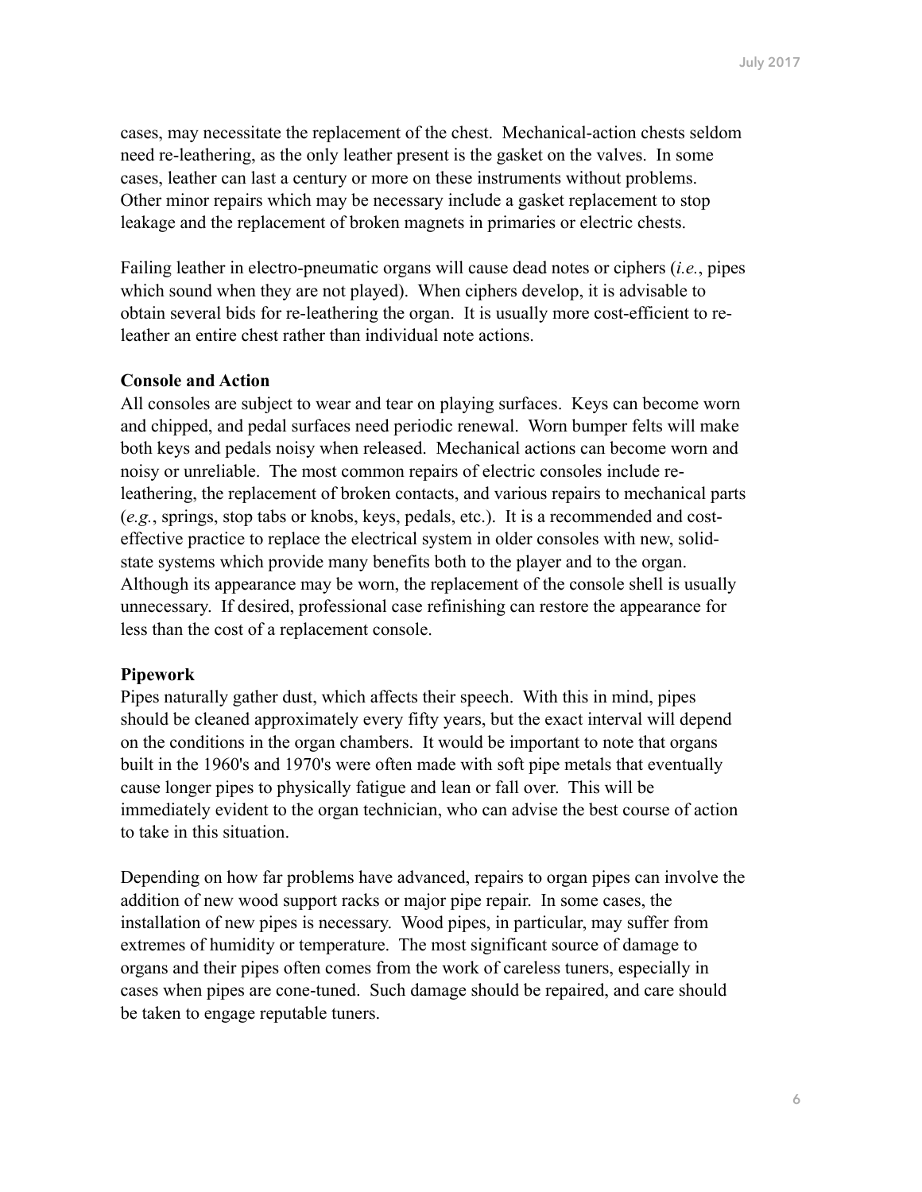cases, may necessitate the replacement of the chest. Mechanical-action chests seldom need re-leathering, as the only leather present is the gasket on the valves. In some cases, leather can last a century or more on these instruments without problems. Other minor repairs which may be necessary include a gasket replacement to stop leakage and the replacement of broken magnets in primaries or electric chests.

Failing leather in electro-pneumatic organs will cause dead notes or ciphers (*i.e.*, pipes which sound when they are not played). When ciphers develop, it is advisable to obtain several bids for re-leathering the organ. It is usually more cost-efficient to re-leather an entire chest rather than individual note actions.

**Console and Action**

All consoles are subject to wear and tear on playing surfaces. Keys can become worn and chipped, and pedal surfaces need periodic renewal. Worn bumper felts will make both keys and pedals noisy when released. Mechanical actions can become worn and noisy or unreliable. The most common repairs of electric consoles include re-leathering, the replacement of broken contacts, and various repairs to mechanical parts (*e.g.*, springs, stop tabs or knobs, keys, pedals, etc.). It is a recommended and cost-effective practice to replace the electrical system in older consoles with new, solid-state systems which provide many benefits both to the player and to the organ. Although its appearance may be worn, the replacement of the console shell is usually unnecessary. If desired, professional case refinishing can restore the appearance for less than the cost of a replacement console.

**Pipework**

Pipes naturally gather dust, which affects their speech. With this in mind, pipes should be cleaned approximately every fifty years, but the exact interval will depend on the conditions in the organ chambers. It would be important to note that organs built in the 1960's and 1970's were often made with soft pipe metals that eventually cause longer pipes to physically fatigue and lean or fall over. This will be immediately evident to the organ technician, who can advise the best course of action to take in this situation.

Depending on how far problems have advanced, repairs to organ pipes can involve the addition of new wood support racks or major pipe repair. In some cases, the installation of new pipes is necessary. Wood pipes, in particular, may suffer from extremes of humidity or temperature. The most significant source of damage to organs and their pipes often comes from the work of careless tuners, especially in cases when pipes are cone-tuned. Such damage should be repaired, and care should be taken to engage reputable tuners.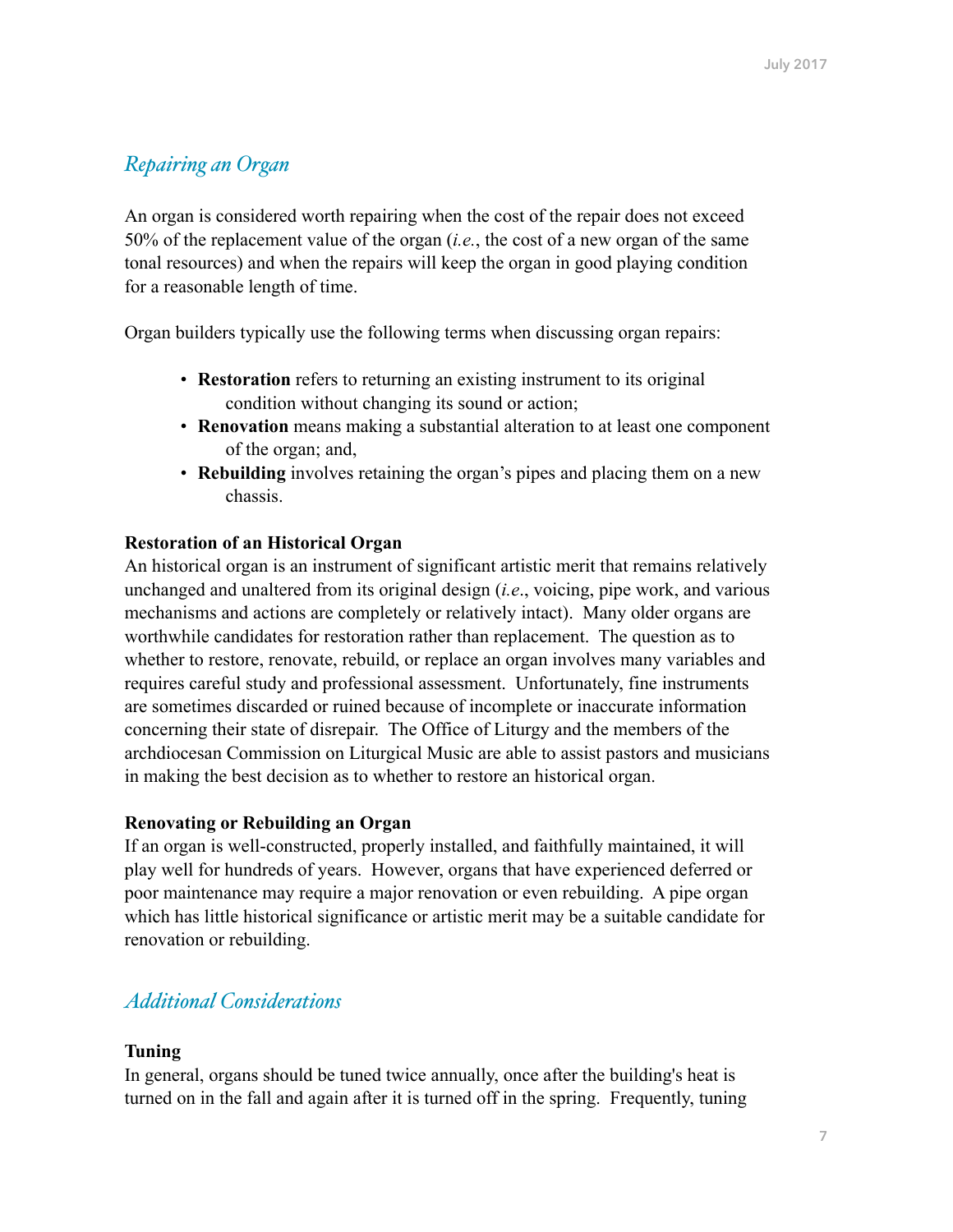## *Repairing an Organ*

An organ is considered worth repairing when the cost of the repair does not exceed 50% of the replacement value of the organ (*i.e.*, the cost of a new organ of the same tonal resources) and when the repairs will keep the organ in good playing condition for a reasonable length of time.

Organ builders typically use the following terms when discussing organ repairs:

- **Restoration** refers to returning an existing instrument to its original condition without changing its sound or action;
- **Renovation** means making a substantial alteration to at least one component of the organ; and,
- **Rebuilding** involves retaining the organ's pipes and placing them on a new chassis.

**Restoration of an Historical Organ**
An historical organ is an instrument of significant artistic merit that remains relatively unchanged and unaltered from its original design (*i.e*., voicing, pipe work, and various mechanisms and actions are completely or relatively intact). Many older organs are worthwhile candidates for restoration rather than replacement. The question as to whether to restore, renovate, rebuild, or replace an organ involves many variables and requires careful study and professional assessment. Unfortunately, fine instruments are sometimes discarded or ruined because of incomplete or inaccurate information concerning their state of disrepair. The Office of Liturgy and the members of the archdiocesan Commission on Liturgical Music are able to assist pastors and musicians in making the best decision as to whether to restore an historical organ.

**Renovating or Rebuilding an Organ**
If an organ is well-constructed, properly installed, and faithfully maintained, it will play well for hundreds of years. However, organs that have experienced deferred or poor maintenance may require a major renovation or even rebuilding. A pipe organ which has little historical significance or artistic merit may be a suitable candidate for renovation or rebuilding.

## *Additional Considerations*

**Tuning**
In general, organs should be tuned twice annually, once after the building's heat is turned on in the fall and again after it is turned off in the spring. Frequently, tuning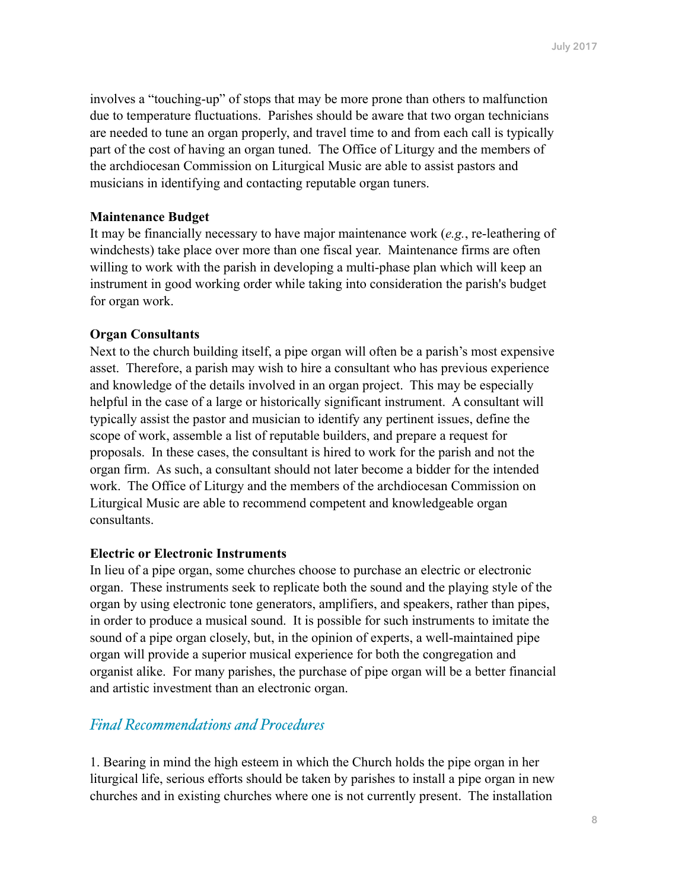involves a "touching-up" of stops that may be more prone than others to malfunction due to temperature fluctuations. Parishes should be aware that two organ technicians are needed to tune an organ properly, and travel time to and from each call is typically part of the cost of having an organ tuned. The Office of Liturgy and the members of the archdiocesan Commission on Liturgical Music are able to assist pastors and musicians in identifying and contacting reputable organ tuners.

**Maintenance Budget**
It may be financially necessary to have major maintenance work (*e.g.*, re-leathering of windchests) take place over more than one fiscal year. Maintenance firms are often willing to work with the parish in developing a multi-phase plan which will keep an instrument in good working order while taking into consideration the parish's budget for organ work.

**Organ Consultants**
Next to the church building itself, a pipe organ will often be a parish's most expensive asset. Therefore, a parish may wish to hire a consultant who has previous experience and knowledge of the details involved in an organ project. This may be especially helpful in the case of a large or historically significant instrument. A consultant will typically assist the pastor and musician to identify any pertinent issues, define the scope of work, assemble a list of reputable builders, and prepare a request for proposals. In these cases, the consultant is hired to work for the parish and not the organ firm. As such, a consultant should not later become a bidder for the intended work. The Office of Liturgy and the members of the archdiocesan Commission on Liturgical Music are able to recommend competent and knowledgeable organ consultants.

**Electric or Electronic Instruments**
In lieu of a pipe organ, some churches choose to purchase an electric or electronic organ. These instruments seek to replicate both the sound and the playing style of the organ by using electronic tone generators, amplifiers, and speakers, rather than pipes, in order to produce a musical sound. It is possible for such instruments to imitate the sound of a pipe organ closely, but, in the opinion of experts, a well-maintained pipe organ will provide a superior musical experience for both the congregation and organist alike. For many parishes, the purchase of pipe organ will be a better financial and artistic investment than an electronic organ.

## *Final Recommendations and Procedures*

1. Bearing in mind the high esteem in which the Church holds the pipe organ in her liturgical life, serious efforts should be taken by parishes to install a pipe organ in new churches and in existing churches where one is not currently present. The installation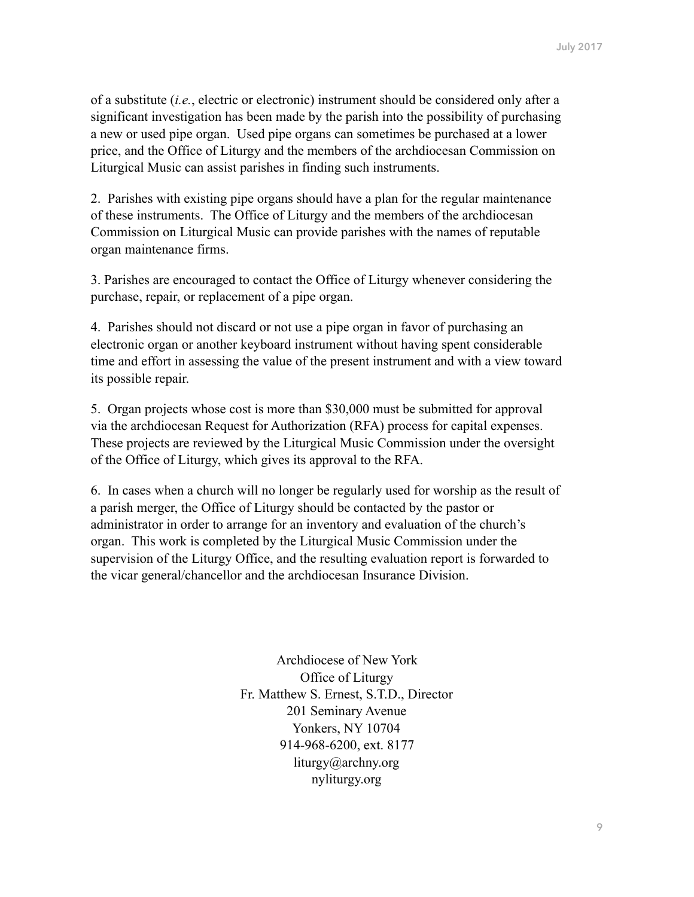of a substitute (*i.e.*, electric or electronic) instrument should be considered only after a significant investigation has been made by the parish into the possibility of purchasing a new or used pipe organ. Used pipe organs can sometimes be purchased at a lower price, and the Office of Liturgy and the members of the archdiocesan Commission on Liturgical Music can assist parishes in finding such instruments.

2. Parishes with existing pipe organs should have a plan for the regular maintenance of these instruments. The Office of Liturgy and the members of the archdiocesan Commission on Liturgical Music can provide parishes with the names of reputable organ maintenance firms.

3. Parishes are encouraged to contact the Office of Liturgy whenever considering the purchase, repair, or replacement of a pipe organ.

4. Parishes should not discard or not use a pipe organ in favor of purchasing an electronic organ or another keyboard instrument without having spent considerable time and effort in assessing the value of the present instrument and with a view toward its possible repair.

5. Organ projects whose cost is more than $30,000 must be submitted for approval via the archdiocesan Request for Authorization (RFA) process for capital expenses. These projects are reviewed by the Liturgical Music Commission under the oversight of the Office of Liturgy, which gives its approval to the RFA.

6. In cases when a church will no longer be regularly used for worship as the result of a parish merger, the Office of Liturgy should be contacted by the pastor or administrator in order to arrange for an inventory and evaluation of the church's organ. This work is completed by the Liturgical Music Commission under the supervision of the Liturgy Office, and the resulting evaluation report is forwarded to the vicar general/chancellor and the archdiocesan Insurance Division.

Archdiocese of New York
Office of Liturgy
Fr. Matthew S. Ernest, S.T.D., Director
201 Seminary Avenue
Yonkers, NY 10704
914-968-6200, ext. 8177
liturgy@archny.org
nyliturgy.org